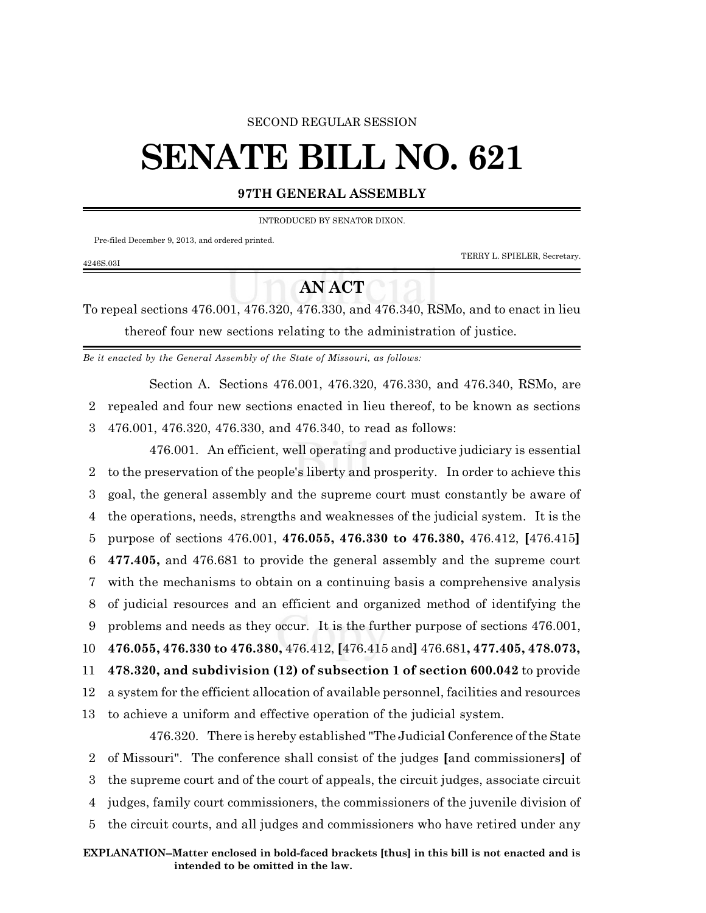SECOND REGULAR SESSION

# SENATE BILL NO. 621

**97TH GENERAL ASSEMBLY**

INTRODUCED BY SENATOR DIXON.

Pre-filed December 9, 2013, and ordered printed.

TERRY L. SPIELER, Secretary.

4246S.03I

## AN ACT

To repeal sections 476.001, 476.320, 476.330, and 476.340, RSMo, and to enact in lieu thereof four new sections relating to the administration of justice.

*Be it enacted by the General Assembly of the State of Missouri, as follows:*

Section A. Sections 476.001, 476.320, 476.330, and 476.340, RSMo, are repealed and four new sections enacted in lieu thereof, to be known as sections 476.001, 476.320, 476.330, and 476.340, to read as follows:

476.001. An efficient, well operating and productive judiciary is essential to the preservation of the people's liberty and prosperity. In order to achieve this goal, the general assembly and the supreme court must constantly be aware of the operations, needs, strengths and weaknesses of the judicial system. It is the purpose of sections 476.001, **476.055, 476.330 to 476.380,** 476.412, **[**476.415**]** **477.405,** and 476.681 to provide the general assembly and the supreme court with the mechanisms to obtain on a continuing basis a comprehensive analysis of judicial resources and an efficient and organized method of identifying the problems and needs as they occur. It is the further purpose of sections 476.001, **476.055, 476.330 to 476.380,** 476.412, **[**476.415 and**]** 476.681**, 477.405, 478.073, 478.320, and subdivision (12) of subsection 1 of section 600.042** to provide a system for the efficient allocation of available personnel, facilities and resources to achieve a uniform and effective operation of the judicial system.

476.320. There is hereby established "The Judicial Conference of the State of Missouri". The conference shall consist of the judges **[**and commissioners**]** of the supreme court and of the court of appeals, the circuit judges, associate circuit judges, family court commissioners, the commissioners of the juvenile division of the circuit courts, and all judges and commissioners who have retired under any

**EXPLANATION–Matter enclosed in bold-faced brackets [thus] in this bill is not enacted and is intended to be omitted in the law.**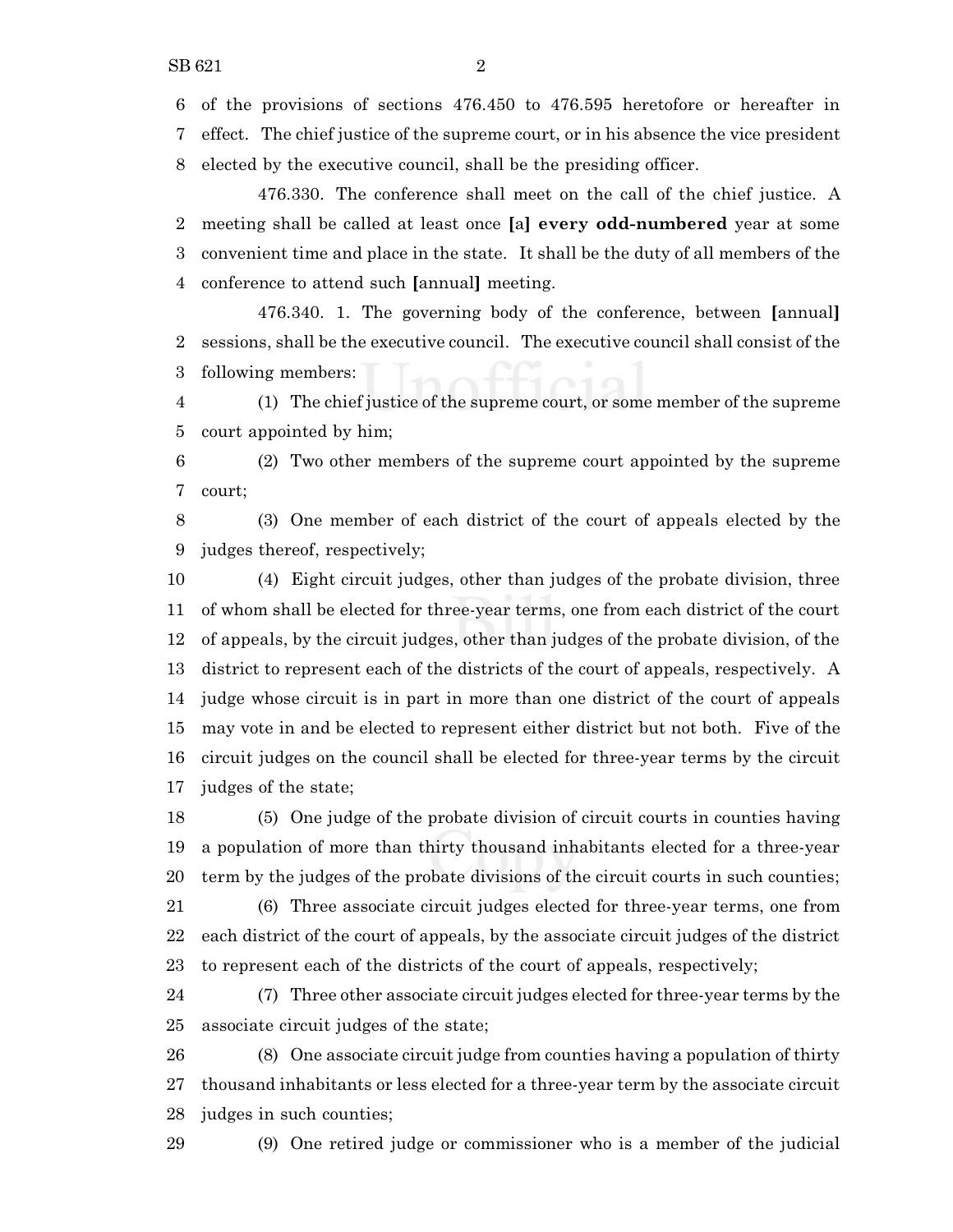of the provisions of sections 476.450 to 476.595 heretofore or hereafter in effect. The chief justice of the supreme court, or in his absence the vice president elected by the executive council, shall be the presiding officer.

476.330. The conference shall meet on the call of the chief justice. A meeting shall be called at least once [a] **every odd-numbered** year at some convenient time and place in the state. It shall be the duty of all members of the conference to attend such [annual] meeting.

476.340. 1. The governing body of the conference, between [annual] sessions, shall be the executive council. The executive council shall consist of the following members:

(1) The chief justice of the supreme court, or some member of the supreme court appointed by him;

(2) Two other members of the supreme court appointed by the supreme court;

(3) One member of each district of the court of appeals elected by the judges thereof, respectively;

(4) Eight circuit judges, other than judges of the probate division, three of whom shall be elected for three-year terms, one from each district of the court of appeals, by the circuit judges, other than judges of the probate division, of the district to represent each of the districts of the court of appeals, respectively. A judge whose circuit is in part in more than one district of the court of appeals may vote in and be elected to represent either district but not both. Five of the circuit judges on the council shall be elected for three-year terms by the circuit judges of the state;

(5) One judge of the probate division of circuit courts in counties having a population of more than thirty thousand inhabitants elected for a three-year term by the judges of the probate divisions of the circuit courts in such counties;

(6) Three associate circuit judges elected for three-year terms, one from each district of the court of appeals, by the associate circuit judges of the district to represent each of the districts of the court of appeals, respectively;

(7) Three other associate circuit judges elected for three-year terms by the associate circuit judges of the state;

(8) One associate circuit judge from counties having a population of thirty thousand inhabitants or less elected for a three-year term by the associate circuit judges in such counties;

(9) One retired judge or commissioner who is a member of the judicial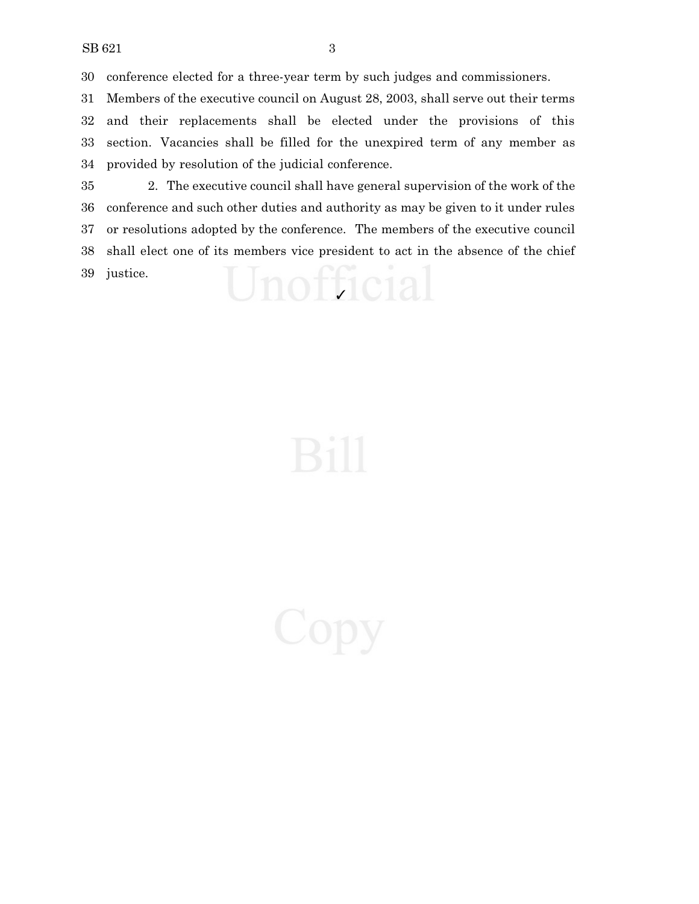conference elected for a three-year term by such judges and commissioners. Members of the executive council on August 28, 2003, shall serve out their terms and their replacements shall be elected under the provisions of this section. Vacancies shall be filled for the unexpired term of any member as provided by resolution of the judicial conference.

2. The executive council shall have general supervision of the work of the conference and such other duties and authority as may be given to it under rules or resolutions adopted by the conference. The members of the executive council shall elect one of its members vice president to act in the absence of the chief justice.

✓